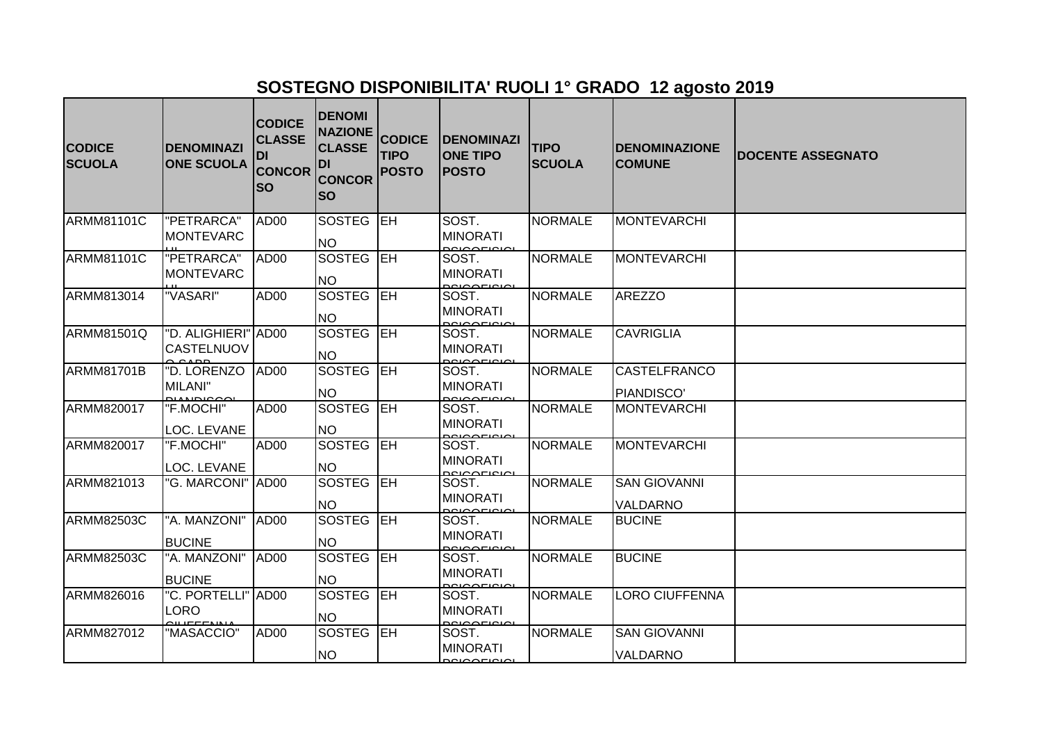# SOSTEGNO DISPONIBILITA' RUOLI 1° GRADO 12 agosto 2019

| CODICE SCUOLA | DENOMINAZIONE SCUOLA | CODICE CLASSE DI CONCORSO | DENOMINAZIONE CLASSE DI CONCORSO | CODICE TIPO POSTO | DENOMINAZIONE TIPO POSTO | TIPO SCUOLA | DENOMINAZIONE COMUNE | DOCENTE ASSEGNATO |
|---|---|---|---|---|---|---|---|---|
| ARMM81101C | "PETRARCA" MONTEVARCHI | AD00 | SOSTEGNO | EH | SOST. MINORATI PSICOFISICI | NORMALE | MONTEVARCHI | |
| ARMM81101C | "PETRARCA" MONTEVARCHI | AD00 | SOSTEGNO | EH | SOST. MINORATI PSICOFISICI | NORMALE | MONTEVARCHI | |
| ARMM813014 | "VASARI" | AD00 | SOSTEGNO | EH | SOST. MINORATI PSICOFISICI | NORMALE | AREZZO | |
| ARMM81501Q | "D. ALIGHIERI" CASTELNUOVO SABB. | AD00 | SOSTEGNO | EH | SOST. MINORATI PSICOFISICI | NORMALE | CAVRIGLIA | |
| ARMM81701B | "D. LORENZO MILANI" PIANDISCO' | AD00 | SOSTEGNO | EH | SOST. MINORATI PSICOFISICI | NORMALE | CASTELFRANCO PIANDISCO' | |
| ARMM820017 | "F.MOCHI" LOC. LEVANE | AD00 | SOSTEGNO | EH | SOST. MINORATI PSICOFISICI | NORMALE | MONTEVARCHI | |
| ARMM820017 | "F.MOCHI" LOC. LEVANE | AD00 | SOSTEGNO | EH | SOST. MINORATI PSICOFISICI | NORMALE | MONTEVARCHI | |
| ARMM821013 | "G. MARCONI" | AD00 | SOSTEGNO | EH | SOST. MINORATI PSICOFISICI | NORMALE | SAN GIOVANNI VALDARNO | |
| ARMM82503C | "A. MANZONI" BUCINE | AD00 | SOSTEGNO | EH | SOST. MINORATI PSICOFISICI | NORMALE | BUCINE | |
| ARMM82503C | "A. MANZONI" BUCINE | AD00 | SOSTEGNO | EH | SOST. MINORATI PSICOFISICI | NORMALE | BUCINE | |
| ARMM826016 | "C. PORTELLI" LORO CIUFFENNA | AD00 | SOSTEGNO | EH | SOST. MINORATI PSICOFISICI | NORMALE | LORO CIUFFENNA | |
| ARMM827012 | "MASACCIO" | AD00 | SOSTEGNO | EH | SOST. MINORATI PSICOFISICI | NORMALE | SAN GIOVANNI VALDARNO | |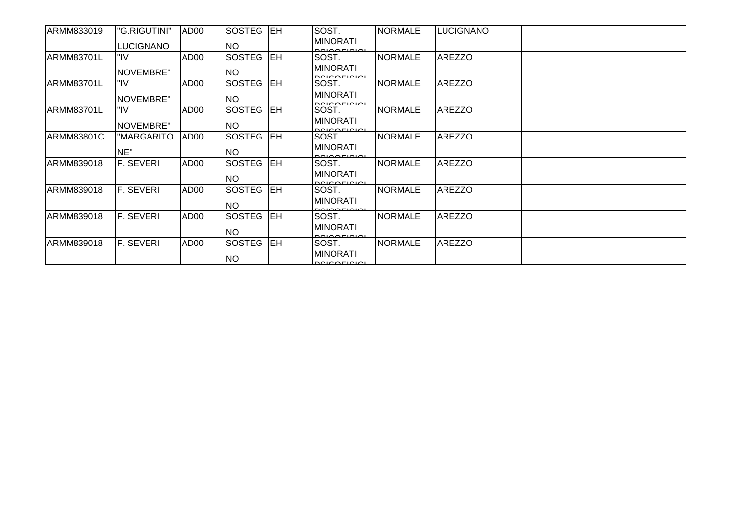| | | | | | | | | |
|---|---|---|---|---|---|---|---|---|
| ARMM833019 | "G.RIGUTINI" LUCIGNANO | AD00 | SOSTEG NO | EH | SOST. MINORATI PSICOFISICI | NORMALE | LUCIGNANO | |
| ARMM83701L | "IV NOVEMBRE" | AD00 | SOSTEG NO | EH | SOST. MINORATI PSICOFISICI | NORMALE | AREZZO | |
| ARMM83701L | "IV NOVEMBRE" | AD00 | SOSTEG NO | EH | SOST. MINORATI PSICOFISICI | NORMALE | AREZZO | |
| ARMM83701L | "IV NOVEMBRE" | AD00 | SOSTEG NO | EH | SOST. MINORATI PSICOFISICI | NORMALE | AREZZO | |
| ARMM83801C | "MARGARITONE" | AD00 | SOSTEG NO | EH | SOST. MINORATI PSICOFISICI | NORMALE | AREZZO | |
| ARMM839018 | F. SEVERI | AD00 | SOSTEG NO | EH | SOST. MINORATI PSICOFISICI | NORMALE | AREZZO | |
| ARMM839018 | F. SEVERI | AD00 | SOSTEG NO | EH | SOST. MINORATI PSICOFISICI | NORMALE | AREZZO | |
| ARMM839018 | F. SEVERI | AD00 | SOSTEG NO | EH | SOST. MINORATI PSICOFISICI | NORMALE | AREZZO | |
| ARMM839018 | F. SEVERI | AD00 | SOSTEG NO | EH | SOST. MINORATI PSICOFISICI | NORMALE | AREZZO | |